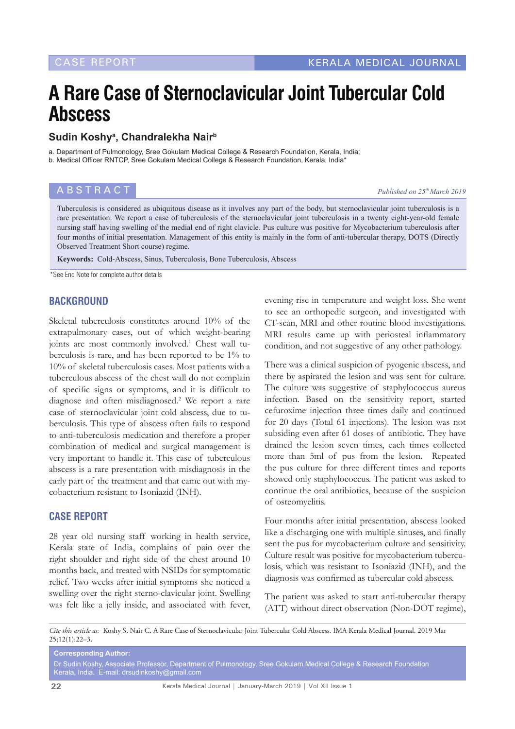CASE REPORT

# A Rare Case of Sternoclavicular Joint Tubercular Cold Abscess

**Sudin Koshy[a], Chandralekha Nair[b]**

a. Department of Pulmonology, Sree Gokulam Medical College & Research Foundation, Kerala, India;
b. Medical Officer RNTCP, Sree Gokulam Medical College & Research Foundation, Kerala, India*

## ABSTRACT

*Published on 25th March 2019*

Tuberculosis is considered as ubiquitous disease as it involves any part of the body, but sternoclavicular joint tuberculosis is a rare presentation. We report a case of tuberculosis of the sternoclavicular joint tuberculosis in a twenty eight-year-old female nursing staff having swelling of the medial end of right clavicle. Pus culture was positive for Mycobacterium tuberculosis after four months of initial presentation. Management of this entity is mainly in the form of anti-tubercular therapy, DOTS (Directly Observed Treatment Short course) regime.

**Keywords:** Cold-Abscess, Sinus, Tuberculosis, Bone Tuberculosis, Abscess

*See End Note for complete author details

## BACKGROUND

Skeletal tuberculosis constitutes around 10% of the extrapulmonary cases, out of which weight-bearing joints are most commonly involved.[1] Chest wall tuberculosis is rare, and has been reported to be 1% to 10% of skeletal tuberculosis cases. Most patients with a tuberculous abscess of the chest wall do not complain of specific signs or symptoms, and it is difficult to diagnose and often misdiagnosed.[2] We report a rare case of sternoclavicular joint cold abscess, due to tuberculosis. This type of abscess often fails to respond to anti-tuberculosis medication and therefore a proper combination of medical and surgical management is very important to handle it. This case of tuberculous abscess is a rare presentation with misdiagnosis in the early part of the treatment and that came out with mycobacterium resistant to Isoniazid (INH).

## CASE REPORT

28 year old nursing staff working in health service, Kerala state of India, complains of pain over the right shoulder and right side of the chest around 10 months back, and treated with NSIDs for symptomatic relief. Two weeks after initial symptoms she noticed a swelling over the right sterno-clavicular joint. Swelling was felt like a jelly inside, and associated with fever, evening rise in temperature and weight loss. She went to see an orthopedic surgeon, and investigated with CT-scan, MRI and other routine blood investigations. MRI results came up with periosteal inflammatory condition, and not suggestive of any other pathology.

There was a clinical suspicion of pyogenic abscess, and there by aspirated the lesion and was sent for culture. The culture was suggestive of staphylococcus aureus infection. Based on the sensitivity report, started cefuroxime injection three times daily and continued for 20 days (Total 61 injections). The lesion was not subsiding even after 61 doses of antibiotic. They have drained the lesion seven times, each times collected more than 5ml of pus from the lesion. Repeated the pus culture for three different times and reports showed only staphylococcus. The patient was asked to continue the oral antibiotics, because of the suspicion of osteomyelitis.

Four months after initial presentation, abscess looked like a discharging one with multiple sinuses, and finally sent the pus for mycobacterium culture and sensitivity. Culture result was positive for mycobacterium tuberculosis, which was resistant to Isoniazid (INH), and the diagnosis was confirmed as tubercular cold abscess.

The patient was asked to start anti-tubercular therapy (ATT) without direct observation (Non-DOT regime),

*Cite this article as:* Koshy S, Nair C. A Rare Case of Sternoclavicular Joint Tubercular Cold Abscess. IMA Kerala Medical Journal. 2019 Mar 25;12(1):22–3.

**Corresponding Author:**
Dr Sudin Koshy, Associate Professor, Department of Pulmonology, Sree Gokulam Medical College & Research Foundation Kerala, India. E-mail: drsudinkoshy@gmail.com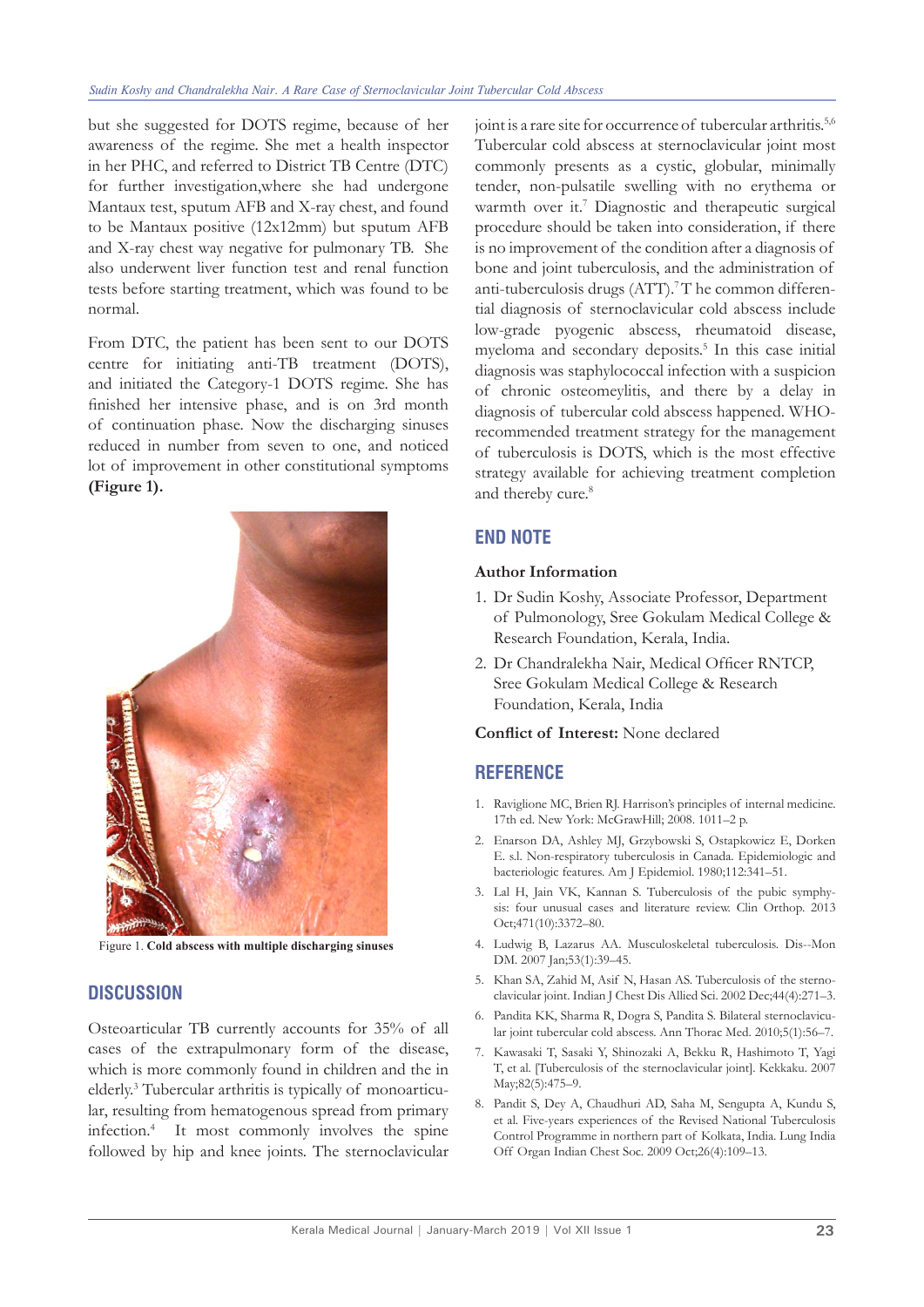but she suggested for DOTS regime, because of her awareness of the regime. She met a health inspector in her PHC, and referred to District TB Centre (DTC) for further investigation,where she had undergone Mantaux test, sputum AFB and X-ray chest, and found to be Mantaux positive (12x12mm) but sputum AFB and X-ray chest way negative for pulmonary TB. She also underwent liver function test and renal function tests before starting treatment, which was found to be normal.

From DTC, the patient has been sent to our DOTS centre for initiating anti-TB treatment (DOTS), and initiated the Category-1 DOTS regime. She has finished her intensive phase, and is on 3rd month of continuation phase. Now the discharging sinuses reduced in number from seven to one, and noticed lot of improvement in other constitutional symptoms **(Figure 1).**

Figure 1. **Cold abscess with multiple discharging sinuses**

## DISCUSSION

Osteoarticular TB currently accounts for 35% of all cases of the extrapulmonary form of the disease, which is more commonly found in children and the in elderly.[3] Tubercular arthritis is typically of monoarticular, resulting from hematogenous spread from primary infection.[4] It most commonly involves the spine followed by hip and knee joints. The sternoclavicular joint is a rare site for occurrence of tubercular arthritis.[5,6] Tubercular cold abscess at sternoclavicular joint most commonly presents as a cystic, globular, minimally tender, non-pulsatile swelling with no erythema or warmth over it.[7] Diagnostic and therapeutic surgical procedure should be taken into consideration, if there is no improvement of the condition after a diagnosis of bone and joint tuberculosis, and the administration of anti-tuberculosis drugs (ATT).[7] T he common differential diagnosis of sternoclavicular cold abscess include low-grade pyogenic abscess, rheumatoid disease, myeloma and secondary deposits.[5] In this case initial diagnosis was staphylococcal infection with a suspicion of chronic osteomeylitis, and there by a delay in diagnosis of tubercular cold abscess happened. WHO-recommended treatment strategy for the management of tuberculosis is DOTS, which is the most effective strategy available for achieving treatment completion and thereby cure.[8]

## END NOTE

### Author Information

1. Dr Sudin Koshy, Associate Professor, Department of Pulmonology, Sree Gokulam Medical College & Research Foundation, Kerala, India.
2. Dr Chandralekha Nair, Medical Officer RNTCP, Sree Gokulam Medical College & Research Foundation, Kerala, India

**Conflict of Interest:** None declared

## REFERENCE

1. Raviglione MC, Brien RJ. Harrison's principles of internal medicine. 17th ed. New York: McGrawHill; 2008. 1011–2 p.
2. Enarson DA, Ashley MJ, Grzybowski S, Ostapkowicz E, Dorken E. s.l. Non-respiratory tuberculosis in Canada. Epidemiologic and bacteriologic features. Am J Epidemiol. 1980;112:341–51.
3. Lal H, Jain VK, Kannan S. Tuberculosis of the pubic symphysis: four unusual cases and literature review. Clin Orthop. 2013 Oct;471(10):3372–80.
4. Ludwig B, Lazarus AA. Musculoskeletal tuberculosis. Dis--Mon DM. 2007 Jan;53(1):39–45.
5. Khan SA, Zahid M, Asif N, Hasan AS. Tuberculosis of the sternoclavicular joint. Indian J Chest Dis Allied Sci. 2002 Dec;44(4):271–3.
6. Pandita KK, Sharma R, Dogra S, Pandita S. Bilateral sternoclavicular joint tubercular cold abscess. Ann Thorac Med. 2010;5(1):56–7.
7. Kawasaki T, Sasaki Y, Shinozaki A, Bekku R, Hashimoto T, Yagi T, et al. [Tuberculosis of the sternoclavicular joint]. Kekkaku. 2007 May;82(5):475–9.
8. Pandit S, Dey A, Chaudhuri AD, Saha M, Sengupta A, Kundu S, et al. Five-years experiences of the Revised National Tuberculosis Control Programme in northern part of Kolkata, India. Lung India Off Organ Indian Chest Soc. 2009 Oct;26(4):109–13.